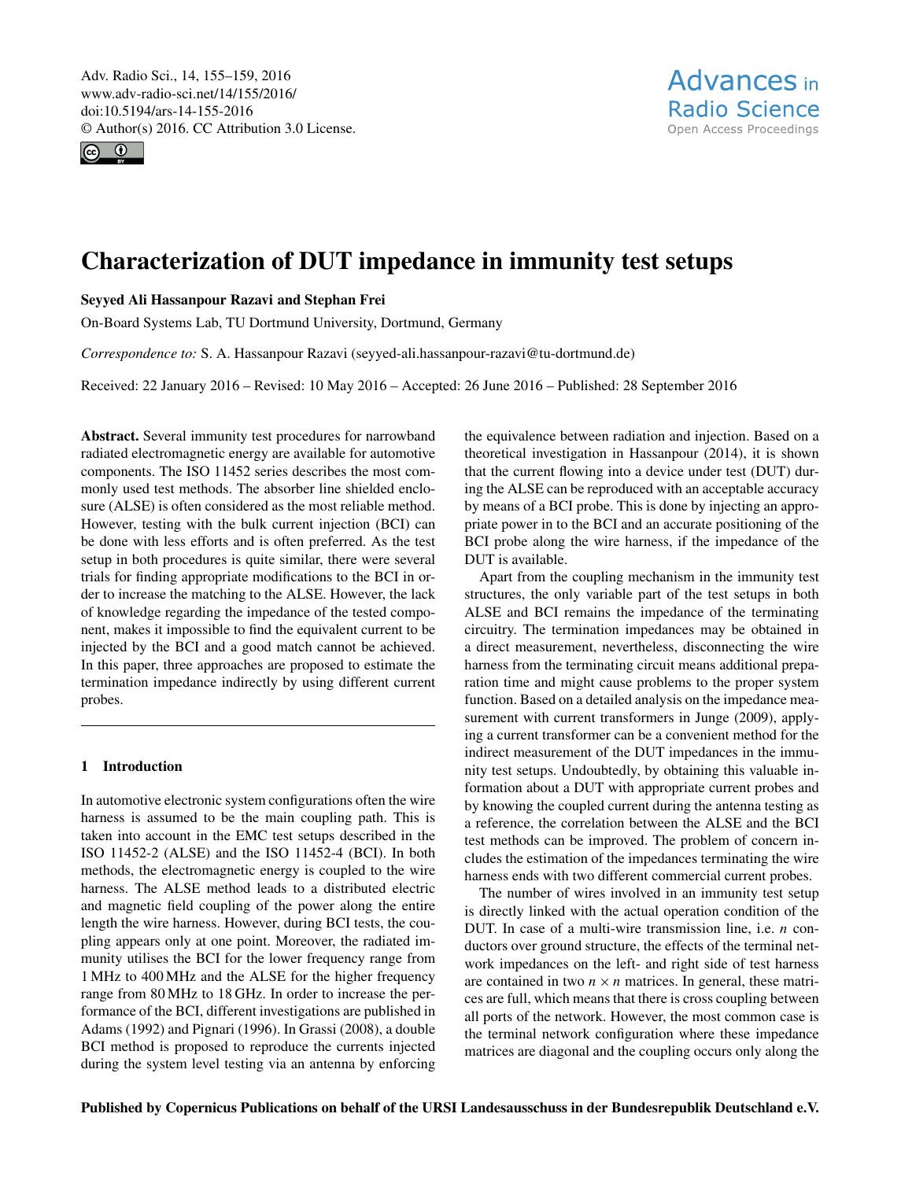Adv. Radio Sci., 14, 155–159, 2016
www.adv-radio-sci.net/14/155/2016/
doi:10.5194/ars-14-155-2016
© Author(s) 2016. CC Attribution 3.0 License.

# Characterization of DUT impedance in immunity test setups

**Seyyed Ali Hassanpour Razavi and Stephan Frei**

On-Board Systems Lab, TU Dortmund University, Dortmund, Germany

*Correspondence to:* S. A. Hassanpour Razavi (seyyed-ali.hassanpour-razavi@tu-dortmund.de)

Received: 22 January 2016 – Revised: 10 May 2016 – Accepted: 26 June 2016 – Published: 28 September 2016

**Abstract.** Several immunity test procedures for narrowband radiated electromagnetic energy are available for automotive components. The ISO 11452 series describes the most commonly used test methods. The absorber line shielded enclosure (ALSE) is often considered as the most reliable method. However, testing with the bulk current injection (BCI) can be done with less efforts and is often preferred. As the test setup in both procedures is quite similar, there were several trials for finding appropriate modifications to the BCI in order to increase the matching to the ALSE. However, the lack of knowledge regarding the impedance of the tested component, makes it impossible to find the equivalent current to be injected by the BCI and a good match cannot be achieved. In this paper, three approaches are proposed to estimate the termination impedance indirectly by using different current probes.

## 1 Introduction

In automotive electronic system configurations often the wire harness is assumed to be the main coupling path. This is taken into account in the EMC test setups described in the ISO 11452-2 (ALSE) and the ISO 11452-4 (BCI). In both methods, the electromagnetic energy is coupled to the wire harness. The ALSE method leads to a distributed electric and magnetic field coupling of the power along the entire length the wire harness. However, during BCI tests, the coupling appears only at one point. Moreover, the radiated immunity utilises the BCI for the lower frequency range from 1 MHz to 400 MHz and the ALSE for the higher frequency range from 80 MHz to 18 GHz. In order to increase the performance of the BCI, different investigations are published in Adams (1992) and Pignari (1996). In Grassi (2008), a double BCI method is proposed to reproduce the currents injected during the system level testing via an antenna by enforcing the equivalence between radiation and injection. Based on a theoretical investigation in Hassanpour (2014), it is shown that the current flowing into a device under test (DUT) during the ALSE can be reproduced with an acceptable accuracy by means of a BCI probe. This is done by injecting an appropriate power in to the BCI and an accurate positioning of the BCI probe along the wire harness, if the impedance of the DUT is available.

Apart from the coupling mechanism in the immunity test structures, the only variable part of the test setups in both ALSE and BCI remains the impedance of the terminating circuitry. The termination impedances may be obtained in a direct measurement, nevertheless, disconnecting the wire harness from the terminating circuit means additional preparation time and might cause problems to the proper system function. Based on a detailed analysis on the impedance measurement with current transformers in Junge (2009), applying a current transformer can be a convenient method for the indirect measurement of the DUT impedances in the immunity test setups. Undoubtedly, by obtaining this valuable information about a DUT with appropriate current probes and by knowing the coupled current during the antenna testing as a reference, the correlation between the ALSE and the BCI test methods can be improved. The problem of concern includes the estimation of the impedances terminating the wire harness ends with two different commercial current probes.

The number of wires involved in an immunity test setup is directly linked with the actual operation condition of the DUT. In case of a multi-wire transmission line, i.e. $n$ conductors over ground structure, the effects of the terminal network impedances on the left- and right side of test harness are contained in two $n \times n$ matrices. In general, these matrices are full, which means that there is cross coupling between all ports of the network. However, the most common case is the terminal network configuration where these impedance matrices are diagonal and the coupling occurs only along the

**Published by Copernicus Publications on behalf of the URSI Landesausschuss in der Bundesrepublik Deutschland e.V.**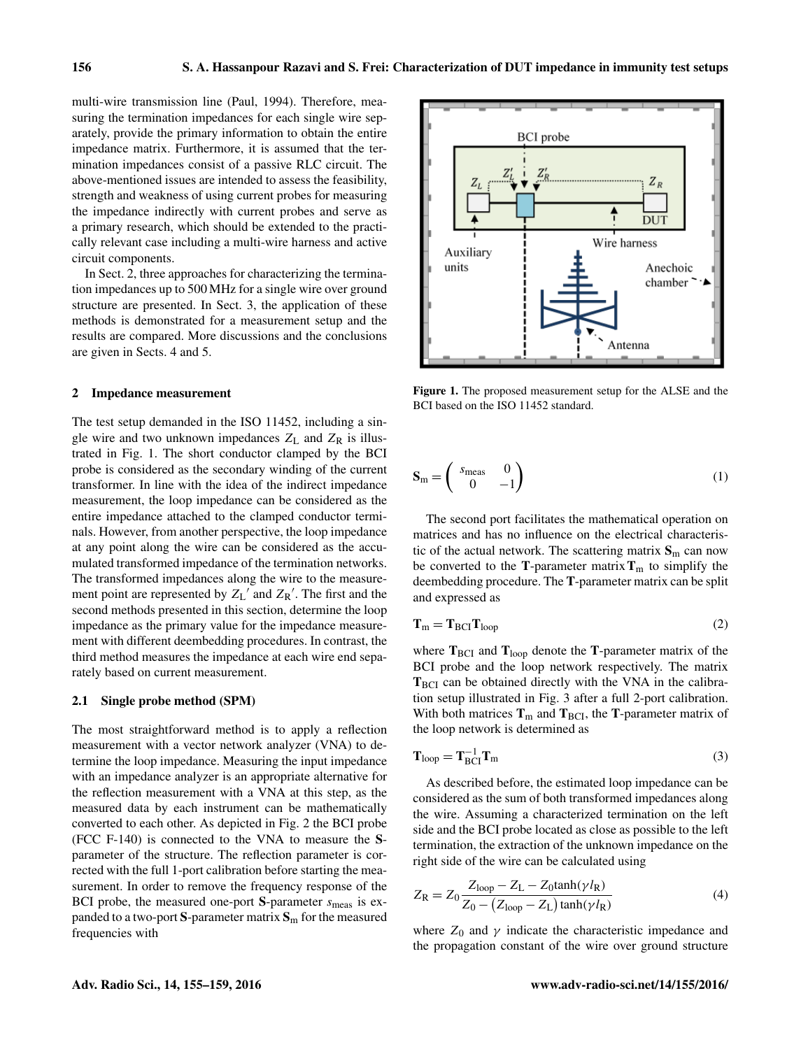multi-wire transmission line (Paul, 1994). Therefore, measuring the termination impedances for each single wire separately, provide the primary information to obtain the entire impedance matrix. Furthermore, it is assumed that the termination impedances consist of a passive RLC circuit. The above-mentioned issues are intended to assess the feasibility, strength and weakness of using current probes for measuring the impedance indirectly with current probes and serve as a primary research, which should be extended to the practically relevant case including a multi-wire harness and active circuit components.

In Sect. 2, three approaches for characterizing the termination impedances up to 500 MHz for a single wire over ground structure are presented. In Sect. 3, the application of these methods is demonstrated for a measurement setup and the results are compared. More discussions and the conclusions are given in Sects. 4 and 5.

## 2 Impedance measurement

The test setup demanded in the ISO 11452, including a single wire and two unknown impedances $Z_\mathrm{L}$ and $Z_\mathrm{R}$ is illustrated in Fig. 1. The short conductor clamped by the BCI probe is considered as the secondary winding of the current transformer. In line with the idea of the indirect impedance measurement, the loop impedance can be considered as the entire impedance attached to the clamped conductor terminals. However, from another perspective, the loop impedance at any point along the wire can be considered as the accumulated transformed impedance of the termination networks. The transformed impedances along the wire to the measurement point are represented by $Z_\mathrm{L}{'}$ and $Z_\mathrm{R}{'}$. The first and the second methods presented in this section, determine the loop impedance as the primary value for the impedance measurement with different deembedding procedures. In contrast, the third method measures the impedance at each wire end separately based on current measurement.

### 2.1 Single probe method (SPM)

The most straightforward method is to apply a reflection measurement with a vector network analyzer (VNA) to determine the loop impedance. Measuring the input impedance with an impedance analyzer is an appropriate alternative for the reflection measurement with a VNA at this step, as the measured data by each instrument can be mathematically converted to each other. As depicted in Fig. 2 the BCI probe (FCC F-140) is connected to the VNA to measure the **S**-parameter of the structure. The reflection parameter is corrected with the full 1-port calibration before starting the measurement. In order to remove the frequency response of the BCI probe, the measured one-port **S**-parameter $s_\mathrm{meas}$ is expanded to a two-port **S**-parameter matrix $\mathbf{S}_\mathrm{m}$ for the measured frequencies with

BCI probe

$Z_L$ $Z_L'$ $Z_R'$ $Z_R$

DUT

Auxiliary units

Wire harness

Anechoic chamber

Antenna

**Figure 1.** The proposed measurement setup for the ALSE and the BCI based on the ISO 11452 standard.

$$\mathbf{S}_\mathrm{m} = \begin{pmatrix} s_\mathrm{meas} & 0 \\ 0 & -1 \end{pmatrix} \tag{1}$$

The second port facilitates the mathematical operation on matrices and has no influence on the electrical characteristic of the actual network. The scattering matrix $\mathbf{S}_\mathrm{m}$ can now be converted to the **T**-parameter matrix $\mathbf{T}_\mathrm{m}$ to simplify the deembedding procedure. The **T**-parameter matrix can be split and expressed as

$$\mathbf{T}_\mathrm{m} = \mathbf{T}_\mathrm{BCI}\mathbf{T}_\mathrm{loop} \tag{2}$$

where $\mathbf{T}_\mathrm{BCI}$ and $\mathbf{T}_\mathrm{loop}$ denote the **T**-parameter matrix of the BCI probe and the loop network respectively. The matrix $\mathbf{T}_\mathrm{BCI}$ can be obtained directly with the VNA in the calibration setup illustrated in Fig. 3 after a full 2-port calibration. With both matrices $\mathbf{T}_\mathrm{m}$ and $\mathbf{T}_\mathrm{BCI}$, the **T**-parameter matrix of the loop network is determined as

$$\mathbf{T}_\mathrm{loop} = \mathbf{T}_\mathrm{BCI}^{-1}\mathbf{T}_\mathrm{m} \tag{3}$$

As described before, the estimated loop impedance can be considered as the sum of both transformed impedances along the wire. Assuming a characterized termination on the left side and the BCI probe located as close as possible to the left termination, the extraction of the unknown impedance on the right side of the wire can be calculated using

$$Z_\mathrm{R} = Z_0 \frac{Z_\mathrm{loop} - Z_\mathrm{L} - Z_0 \tanh(\gamma l_\mathrm{R})}{Z_0 - \left(Z_\mathrm{loop} - Z_\mathrm{L}\right)\tanh(\gamma l_\mathrm{R})} \tag{4}$$

where $Z_0$ and $\gamma$ indicate the characteristic impedance and the propagation constant of the wire over ground structure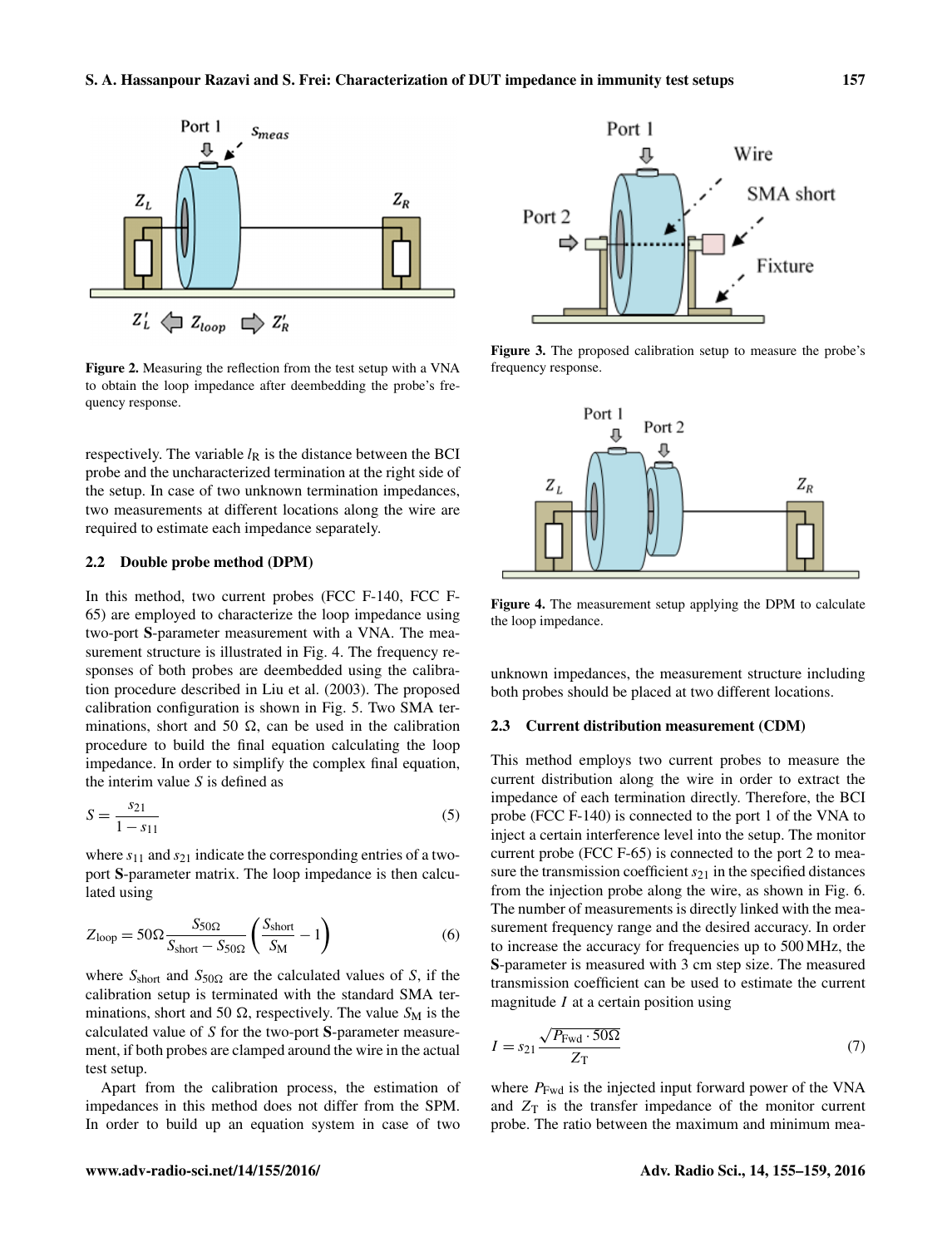Port 1
$s_{meas}$
$Z_L$
$Z_R$
$Z'_L$ ⇦ $Z_{loop}$ ⇨ $Z'_R$

**Figure 2.** Measuring the reflection from the test setup with a VNA to obtain the loop impedance after deembedding the probe's frequency response.

respectively. The variable $l_R$ is the distance between the BCI probe and the uncharacterized termination at the right side of the setup. In case of two unknown termination impedances, two measurements at different locations along the wire are required to estimate each impedance separately.

### 2.2 Double probe method (DPM)

In this method, two current probes (FCC F-140, FCC F-65) are employed to characterize the loop impedance using two-port **S**-parameter measurement with a VNA. The measurement structure is illustrated in Fig. 4. The frequency responses of both probes are deembedded using the calibration procedure described in Liu et al. (2003). The proposed calibration configuration is shown in Fig. 5. Two SMA terminations, short and 50 Ω, can be used in the calibration procedure to build the final equation calculating the loop impedance. In order to simplify the complex final equation, the interim value $S$ is defined as

$$S = \frac{s_{21}}{1 - s_{11}} \tag{5}$$

where $s_{11}$ and $s_{21}$ indicate the corresponding entries of a two-port **S**-parameter matrix. The loop impedance is then calculated using

$$Z_{\text{loop}} = 50\Omega \frac{S_{50\Omega}}{S_{\text{short}} - S_{50\Omega}} \left( \frac{S_{\text{short}}}{S_{\text{M}}} - 1 \right) \tag{6}$$

where $S_{\text{short}}$ and $S_{50\Omega}$ are the calculated values of $S$, if the calibration setup is terminated with the standard SMA terminations, short and 50 Ω, respectively. The value $S_{\text{M}}$ is the calculated value of $S$ for the two-port **S**-parameter measurement, if both probes are clamped around the wire in the actual test setup.

Apart from the calibration process, the estimation of impedances in this method does not differ from the SPM. In order to build up an equation system in case of two unknown impedances, the measurement structure including both probes should be placed at two different locations.

Port 1
Port 2
Wire
SMA short
Fixture

**Figure 3.** The proposed calibration setup to measure the probe's frequency response.

Port 1
Port 2
$Z_L$
$Z_R$

**Figure 4.** The measurement setup applying the DPM to calculate the loop impedance.

### 2.3 Current distribution measurement (CDM)

This method employs two current probes to measure the current distribution along the wire in order to extract the impedance of each termination directly. Therefore, the BCI probe (FCC F-140) is connected to the port 1 of the VNA to inject a certain interference level into the setup. The monitor current probe (FCC F-65) is connected to the port 2 to measure the transmission coefficient $s_{21}$ in the specified distances from the injection probe along the wire, as shown in Fig. 6. The number of measurements is directly linked with the measurement frequency range and the desired accuracy. In order to increase the accuracy for frequencies up to 500 MHz, the **S**-parameter is measured with 3 cm step size. The measured transmission coefficient can be used to estimate the current magnitude $I$ at a certain position using

$$I = s_{21} \frac{\sqrt{P_{\text{Fwd}} \cdot 50\Omega}}{Z_{\text{T}}} \tag{7}$$

where $P_{\text{Fwd}}$ is the injected input forward power of the VNA and $Z_{\text{T}}$ is the transfer impedance of the monitor current probe. The ratio between the maximum and minimum mea-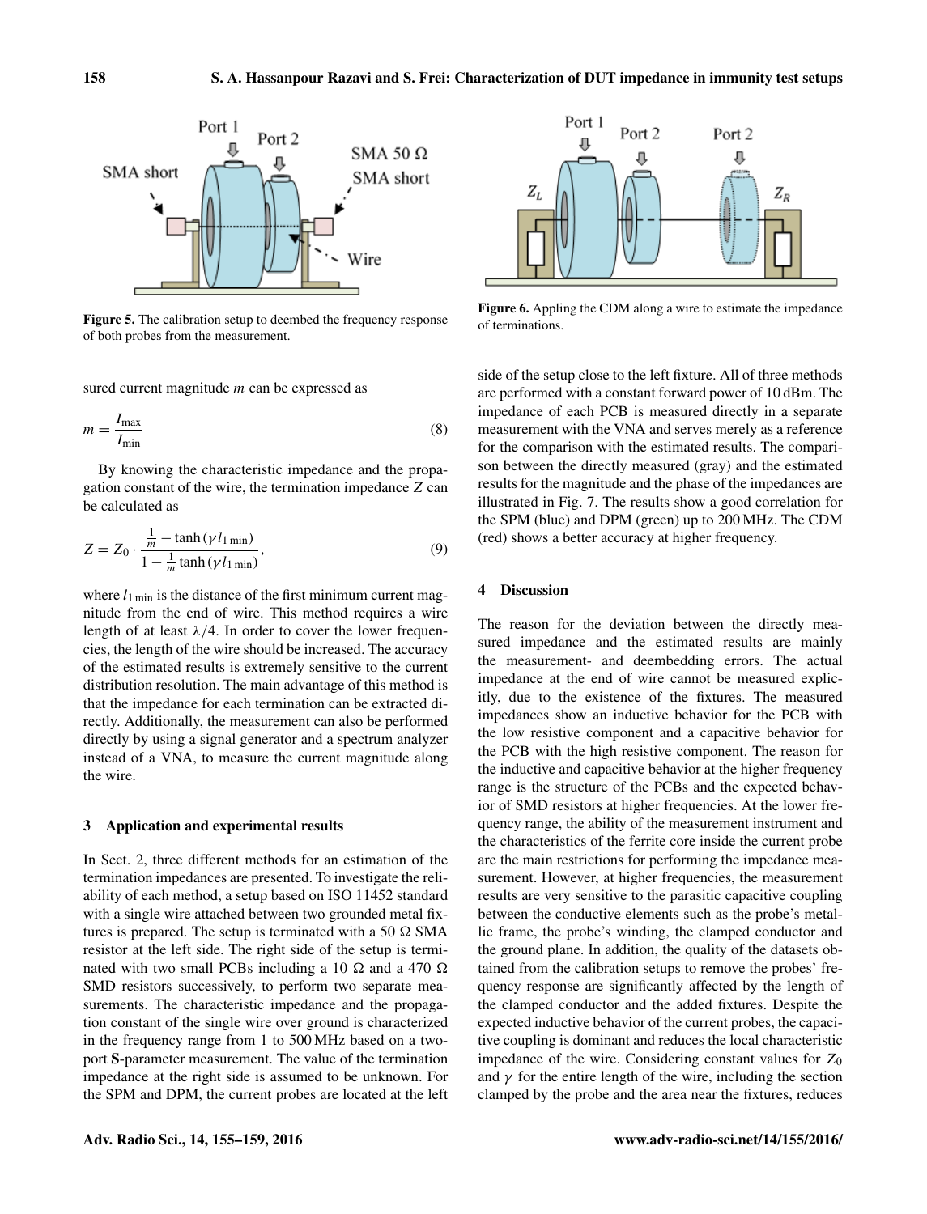Figure 5. The calibration setup to deembed the frequency response of both probes from the measurement.

Figure 6. Appling the CDM along a wire to estimate the impedance of terminations.

sured current magnitude $m$ can be expressed as

$$m = \frac{I_{\max}}{I_{\min}} \tag{8}$$

By knowing the characteristic impedance and the propagation constant of the wire, the termination impedance $Z$ can be calculated as

$$Z = Z_0 \cdot \frac{\frac{1}{m} - \tanh(\gamma l_{1\,\min})}{1 - \frac{1}{m}\tanh(\gamma l_{1\,\min})}, \tag{9}$$

where $l_{1\,\min}$ is the distance of the first minimum current magnitude from the end of wire. This method requires a wire length of at least $\lambda/4$. In order to cover the lower frequencies, the length of the wire should be increased. The accuracy of the estimated results is extremely sensitive to the current distribution resolution. The main advantage of this method is that the impedance for each termination can be extracted directly. Additionally, the measurement can also be performed directly by using a signal generator and a spectrum analyzer instead of a VNA, to measure the current magnitude along the wire.

## 3 Application and experimental results

In Sect. 2, three different methods for an estimation of the termination impedances are presented. To investigate the reliability of each method, a setup based on ISO 11452 standard with a single wire attached between two grounded metal fixtures is prepared. The setup is terminated with a 50 Ω SMA resistor at the left side. The right side of the setup is terminated with two small PCBs including a 10 Ω and a 470 Ω SMD resistors successively, to perform two separate measurements. The characteristic impedance and the propagation constant of the single wire over ground is characterized in the frequency range from 1 to 500 MHz based on a two-port **S**-parameter measurement. The value of the termination impedance at the right side is assumed to be unknown. For the SPM and DPM, the current probes are located at the left side of the setup close to the left fixture. All of three methods are performed with a constant forward power of 10 dBm. The impedance of each PCB is measured directly in a separate measurement with the VNA and serves merely as a reference for the comparison with the estimated results. The comparison between the directly measured (gray) and the estimated results for the magnitude and the phase of the impedances are illustrated in Fig. 7. The results show a good correlation for the SPM (blue) and DPM (green) up to 200 MHz. The CDM (red) shows a better accuracy at higher frequency.

## 4 Discussion

The reason for the deviation between the directly measured impedance and the estimated results are mainly the measurement- and deembedding errors. The actual impedance at the end of wire cannot be measured explicitly, due to the existence of the fixtures. The measured impedances show an inductive behavior for the PCB with the low resistive component and a capacitive behavior for the PCB with the high resistive component. The reason for the inductive and capacitive behavior at the higher frequency range is the structure of the PCBs and the expected behavior of SMD resistors at higher frequencies. At the lower frequency range, the ability of the measurement instrument and the characteristics of the ferrite core inside the current probe are the main restrictions for performing the impedance measurement. However, at higher frequencies, the measurement results are very sensitive to the parasitic capacitive coupling between the conductive elements such as the probe's metallic frame, the probe's winding, the clamped conductor and the ground plane. In addition, the quality of the datasets obtained from the calibration setups to remove the probes' frequency response are significantly affected by the length of the clamped conductor and the added fixtures. Despite the expected inductive behavior of the current probes, the capacitive coupling is dominant and reduces the local characteristic impedance of the wire. Considering constant values for $Z_0$ and $\gamma$ for the entire length of the wire, including the section clamped by the probe and the area near the fixtures, reduces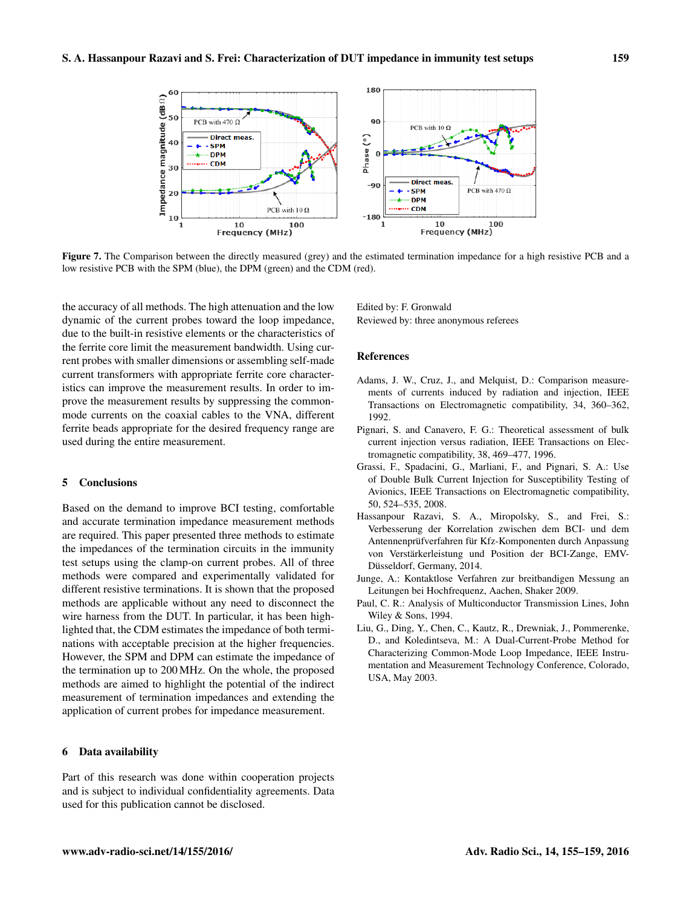Impedance magnitude (dB Ω)
60
50
40
30
20
10
1
10
100
Frequency (MHz)
PCB with 470 Ω
Direct meas.
SPM
DPM
CDM
PCB with 10 Ω

Phase (°)
180
90
0
-90
-180
1
10
100
Frequency (MHz)
PCB with 10 Ω
Direct meas.
SPM
DPM
CDM
PCB with 470 Ω

**Figure 7.** The Comparison between the directly measured (grey) and the estimated termination impedance for a high resistive PCB and a low resistive PCB with the SPM (blue), the DPM (green) and the CDM (red).

the accuracy of all methods. The high attenuation and the low dynamic of the current probes toward the loop impedance, due to the built-in resistive elements or the characteristics of the ferrite core limit the measurement bandwidth. Using current probes with smaller dimensions or assembling self-made current transformers with appropriate ferrite core characteristics can improve the measurement results. In order to improve the measurement results by suppressing the common-mode currents on the coaxial cables to the VNA, different ferrite beads appropriate for the desired frequency range are used during the entire measurement.

## 5 Conclusions

Based on the demand to improve BCI testing, comfortable and accurate termination impedance measurement methods are required. This paper presented three methods to estimate the impedances of the termination circuits in the immunity test setups using the clamp-on current probes. All of three methods were compared and experimentally validated for different resistive terminations. It is shown that the proposed methods are applicable without any need to disconnect the wire harness from the DUT. In particular, it has been highlighted that, the CDM estimates the impedance of both terminations with acceptable precision at the higher frequencies. However, the SPM and DPM can estimate the impedance of the termination up to 200 MHz. On the whole, the proposed methods are aimed to highlight the potential of the indirect measurement of termination impedances and extending the application of current probes for impedance measurement.

## 6 Data availability

Part of this research was done within cooperation projects and is subject to individual confidentiality agreements. Data used for this publication cannot be disclosed.

Edited by: F. Gronwald
Reviewed by: three anonymous referees

## References

Adams, J. W., Cruz, J., and Melquist, D.: Comparison measurements of currents induced by radiation and injection, IEEE Transactions on Electromagnetic compatibility, 34, 360–362, 1992.

Pignari, S. and Canavero, F. G.: Theoretical assessment of bulk current injection versus radiation, IEEE Transactions on Electromagnetic compatibility, 38, 469–477, 1996.

Grassi, F., Spadacini, G., Marliani, F., and Pignari, S. A.: Use of Double Bulk Current Injection for Susceptibility Testing of Avionics, IEEE Transactions on Electromagnetic compatibility, 50, 524–535, 2008.

Hassanpour Razavi, S. A., Miropolsky, S., and Frei, S.: Verbesserung der Korrelation zwischen dem BCI- und dem Antennenprüfverfahren für Kfz-Komponenten durch Anpassung von Verstärkerleistung und Position der BCI-Zange, EMV-Düsseldorf, Germany, 2014.

Junge, A.: Kontaktlose Verfahren zur breitbandigen Messung an Leitungen bei Hochfrequenz, Aachen, Shaker 2009.

Paul, C. R.: Analysis of Multiconductor Transmission Lines, John Wiley & Sons, 1994.

Liu, G., Ding, Y., Chen, C., Kautz, R., Drewniak, J., Pommerenke, D., and Koledintseva, M.: A Dual-Current-Probe Method for Characterizing Common-Mode Loop Impedance, IEEE Instrumentation and Measurement Technology Conference, Colorado, USA, May 2003.